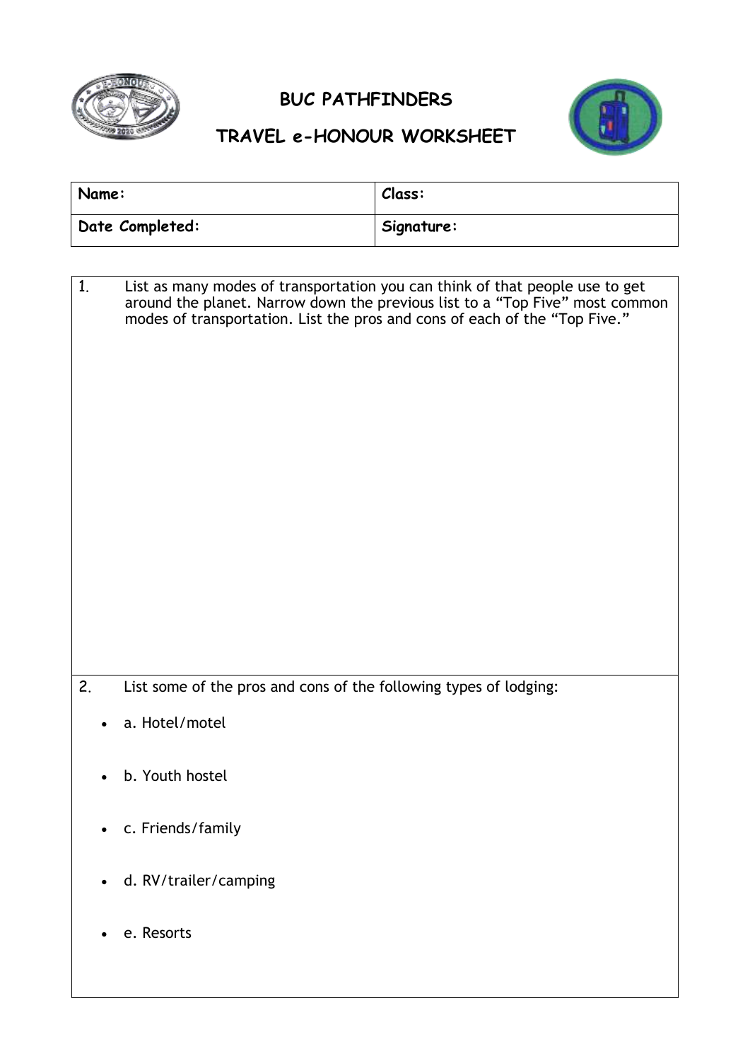# BUC PATHFINDERS

## TRAVEL e-HONOUR WORKSHEET

| | |
|---|---|
| **Name:** | **Class:** |
| **Date Completed:** | **Signature:** |

1. List as many modes of transportation you can think of that people use to get around the planet. Narrow down the previous list to a "Top Five" most common modes of transportation. List the pros and cons of each of the "Top Five."

2. List some of the pros and cons of the following types of lodging:

- a. Hotel/motel
- b. Youth hostel
- c. Friends/family
- d. RV/trailer/camping
- e. Resorts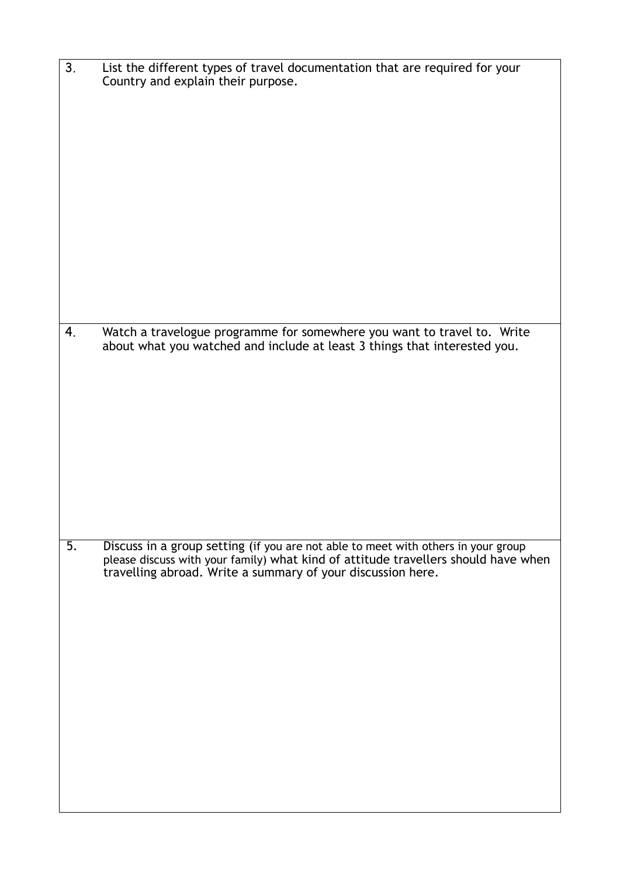| | |
|---|---|
| 3. | List the different types of travel documentation that are required for your Country and explain their purpose. |
| 4. | Watch a travelogue programme for somewhere you want to travel to. Write about what you watched and include at least 3 things that interested you. |
| 5. | Discuss in a group setting (if you are not able to meet with others in your group please discuss with your family) what kind of attitude travellers should have when travelling abroad. Write a summary of your discussion here. |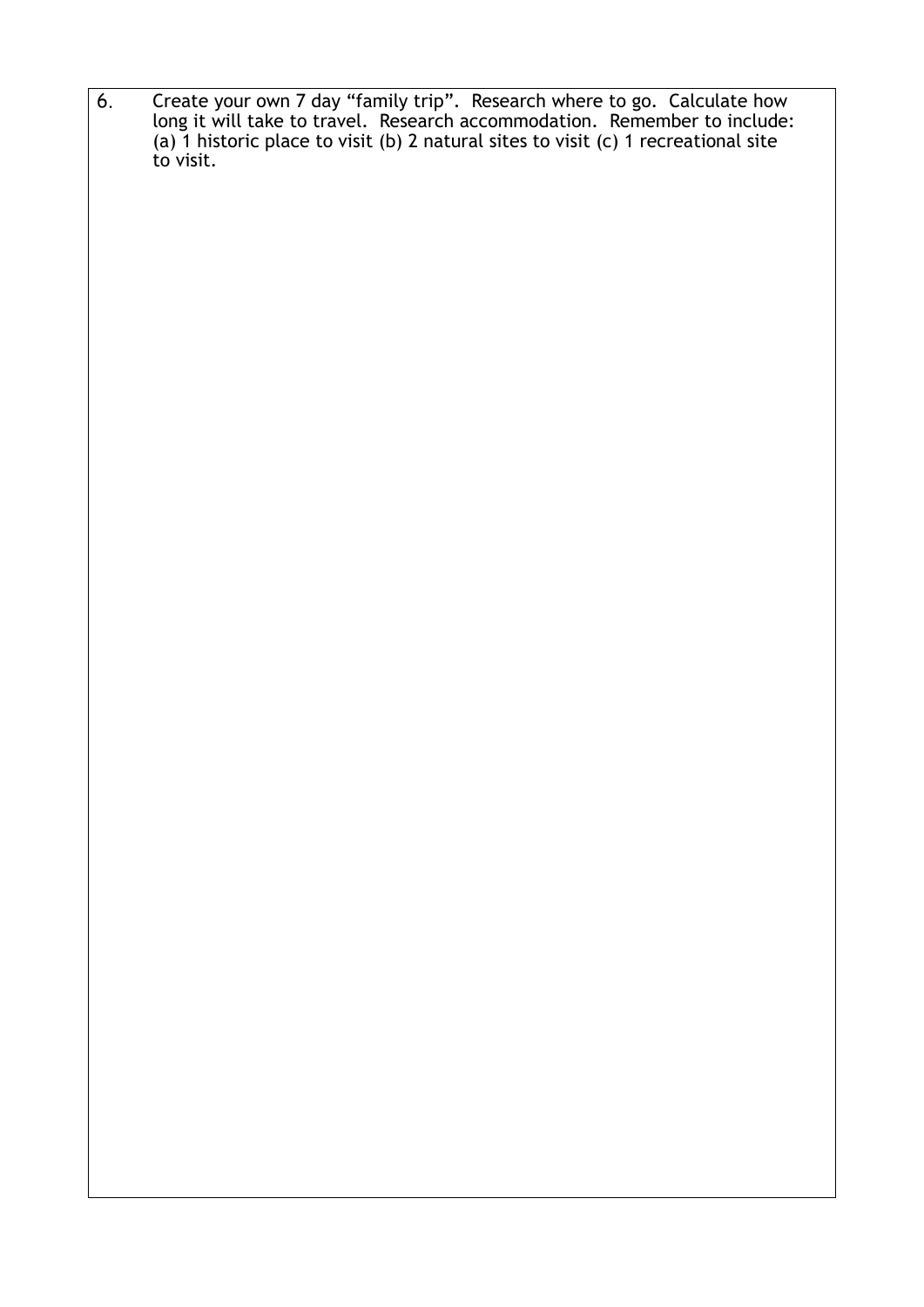6. Create your own 7 day "family trip". Research where to go. Calculate how long it will take to travel. Research accommodation. Remember to include: (a) 1 historic place to visit (b) 2 natural sites to visit (c) 1 recreational site to visit.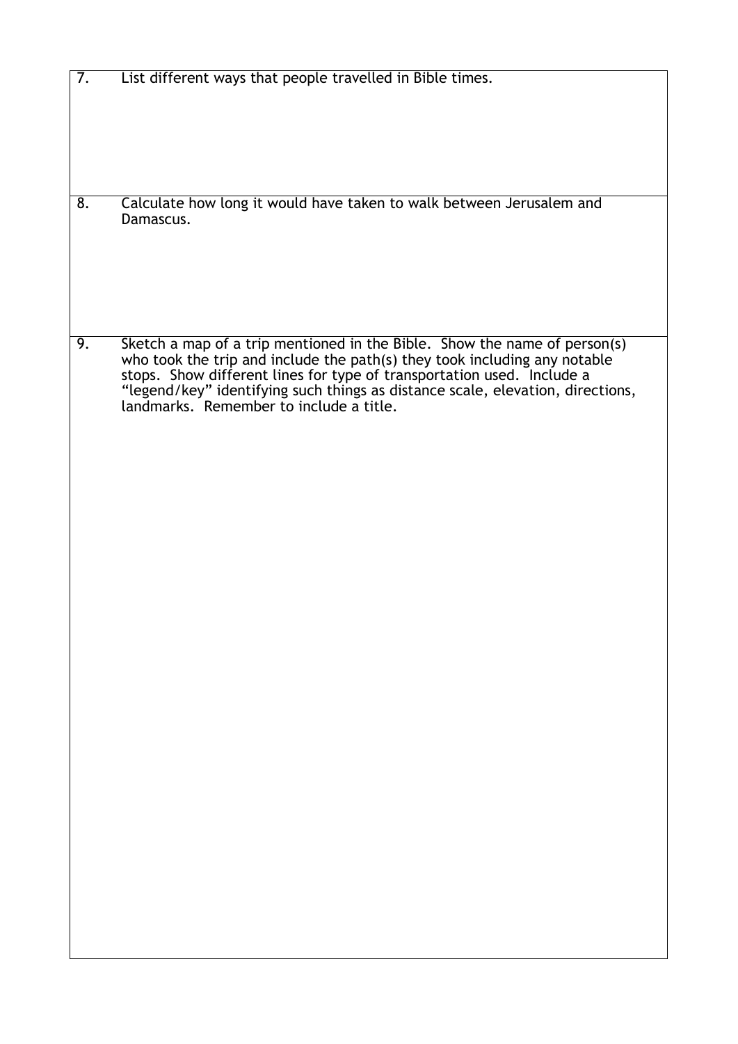7. List different ways that people travelled in Bible times.

8. Calculate how long it would have taken to walk between Jerusalem and Damascus.

9. Sketch a map of a trip mentioned in the Bible. Show the name of person(s) who took the trip and include the path(s) they took including any notable stops. Show different lines for type of transportation used. Include a "legend/key" identifying such things as distance scale, elevation, directions, landmarks. Remember to include a title.